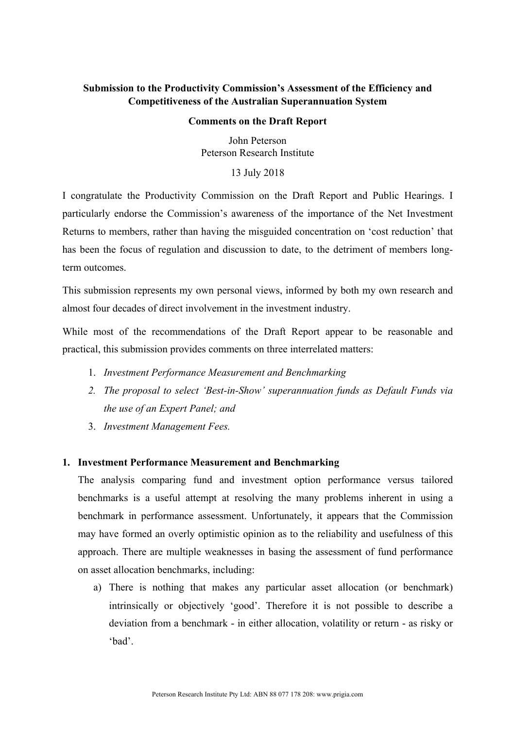**Submission to the Productivity Commission's Assessment of the Efficiency and Competitiveness of the Australian Superannuation System**

**Comments on the Draft Report**

John Peterson
Peterson Research Institute

13 July 2018

I congratulate the Productivity Commission on the Draft Report and Public Hearings. I particularly endorse the Commission's awareness of the importance of the Net Investment Returns to members, rather than having the misguided concentration on 'cost reduction' that has been the focus of regulation and discussion to date, to the detriment of members long-term outcomes.

This submission represents my own personal views, informed by both my own research and almost four decades of direct involvement in the investment industry.

While most of the recommendations of the Draft Report appear to be reasonable and practical, this submission provides comments on three interrelated matters:

1. *Investment Performance Measurement and Benchmarking*
2. *The proposal to select 'Best-in-Show' superannuation funds as Default Funds via the use of an Expert Panel; and*
3. *Investment Management Fees.*

## 1. Investment Performance Measurement and Benchmarking

The analysis comparing fund and investment option performance versus tailored benchmarks is a useful attempt at resolving the many problems inherent in using a benchmark in performance assessment. Unfortunately, it appears that the Commission may have formed an overly optimistic opinion as to the reliability and usefulness of this approach. There are multiple weaknesses in basing the assessment of fund performance on asset allocation benchmarks, including:

a) There is nothing that makes any particular asset allocation (or benchmark) intrinsically or objectively 'good'. Therefore it is not possible to describe a deviation from a benchmark - in either allocation, volatility or return - as risky or 'bad'.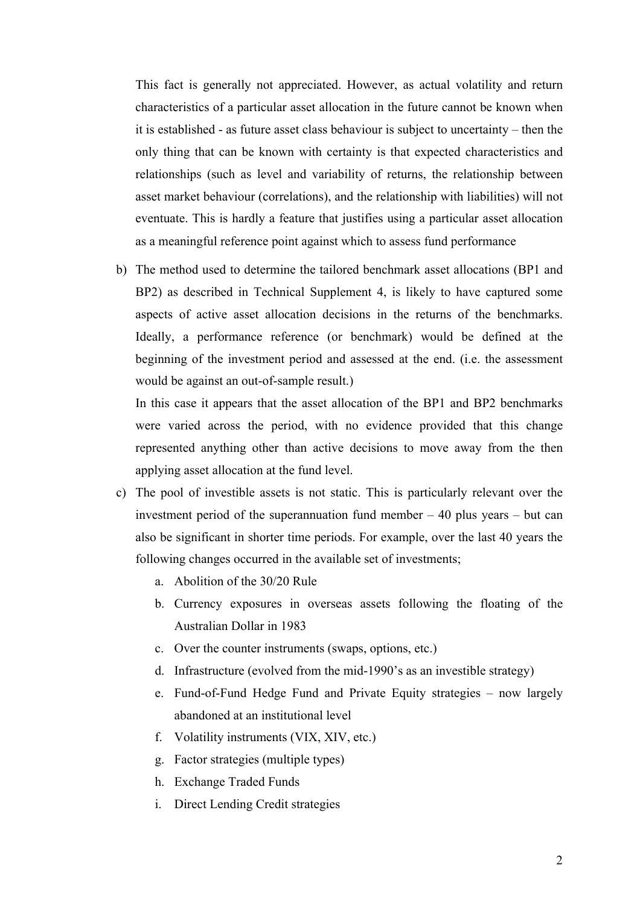This fact is generally not appreciated. However, as actual volatility and return characteristics of a particular asset allocation in the future cannot be known when it is established - as future asset class behaviour is subject to uncertainty – then the only thing that can be known with certainty is that expected characteristics and relationships (such as level and variability of returns, the relationship between asset market behaviour (correlations), and the relationship with liabilities) will not eventuate. This is hardly a feature that justifies using a particular asset allocation as a meaningful reference point against which to assess fund performance

b) The method used to determine the tailored benchmark asset allocations (BP1 and BP2) as described in Technical Supplement 4, is likely to have captured some aspects of active asset allocation decisions in the returns of the benchmarks. Ideally, a performance reference (or benchmark) would be defined at the beginning of the investment period and assessed at the end. (i.e. the assessment would be against an out-of-sample result.)

   In this case it appears that the asset allocation of the BP1 and BP2 benchmarks were varied across the period, with no evidence provided that this change represented anything other than active decisions to move away from the then applying asset allocation at the fund level.

c) The pool of investible assets is not static. This is particularly relevant over the investment period of the superannuation fund member – 40 plus years – but can also be significant in shorter time periods. For example, over the last 40 years the following changes occurred in the available set of investments;

   a. Abolition of the 30/20 Rule
   b. Currency exposures in overseas assets following the floating of the Australian Dollar in 1983
   c. Over the counter instruments (swaps, options, etc.)
   d. Infrastructure (evolved from the mid-1990's as an investible strategy)
   e. Fund-of-Fund Hedge Fund and Private Equity strategies – now largely abandoned at an institutional level
   f. Volatility instruments (VIX, XIV, etc.)
   g. Factor strategies (multiple types)
   h. Exchange Traded Funds
   i. Direct Lending Credit strategies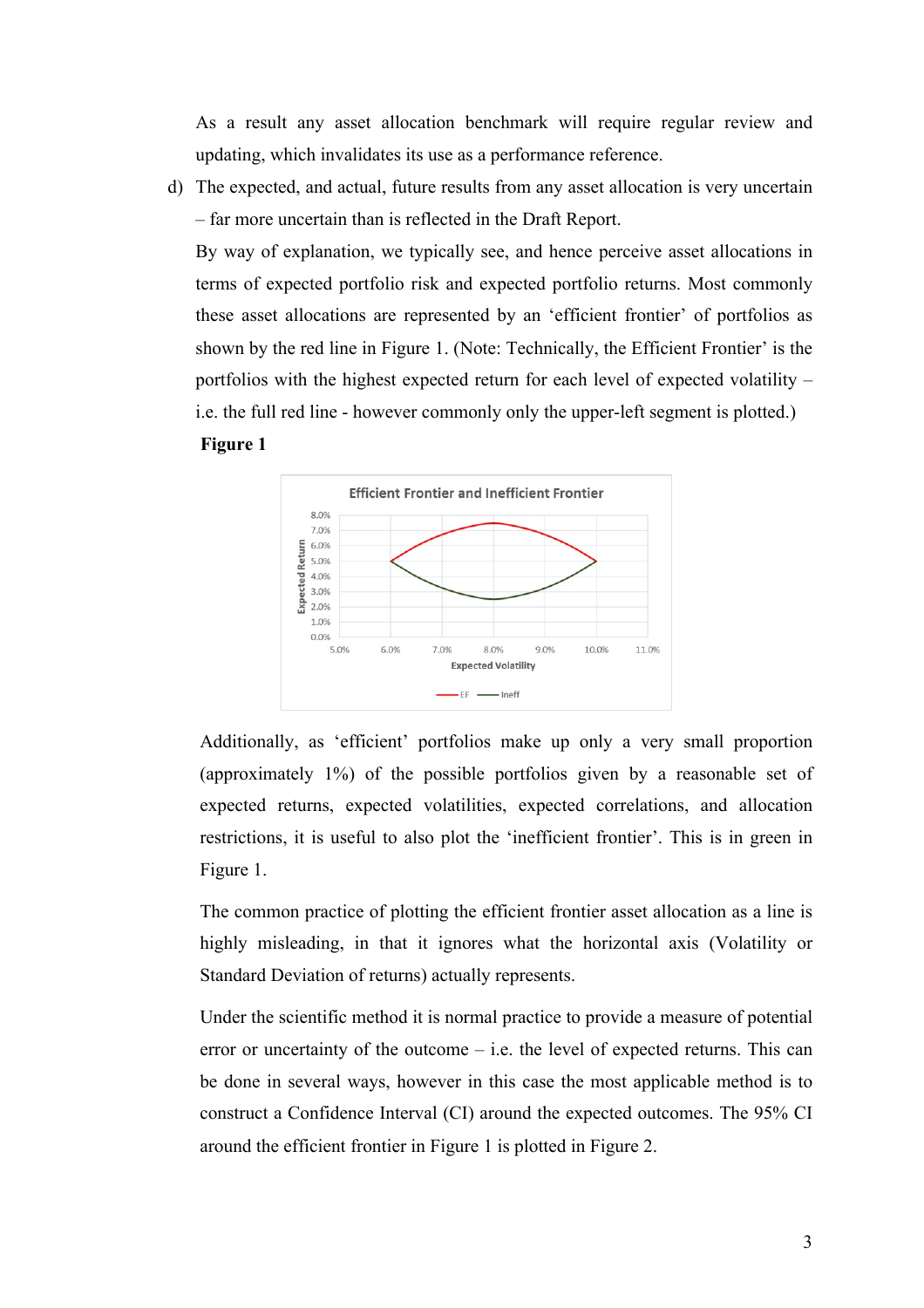As a result any asset allocation benchmark will require regular review and updating, which invalidates its use as a performance reference.

d) The expected, and actual, future results from any asset allocation is very uncertain – far more uncertain than is reflected in the Draft Report.

By way of explanation, we typically see, and hence perceive asset allocations in terms of expected portfolio risk and expected portfolio returns. Most commonly these asset allocations are represented by an 'efficient frontier' of portfolios as shown by the red line in Figure 1. (Note: Technically, the Efficient Frontier' is the portfolios with the highest expected return for each level of expected volatility – i.e. the full red line - however commonly only the upper-left segment is plotted.)

**Figure 1**

Additionally, as 'efficient' portfolios make up only a very small proportion (approximately 1%) of the possible portfolios given by a reasonable set of expected returns, expected volatilities, expected correlations, and allocation restrictions, it is useful to also plot the 'inefficient frontier'. This is in green in Figure 1.

The common practice of plotting the efficient frontier asset allocation as a line is highly misleading, in that it ignores what the horizontal axis (Volatility or Standard Deviation of returns) actually represents.

Under the scientific method it is normal practice to provide a measure of potential error or uncertainty of the outcome – i.e. the level of expected returns. This can be done in several ways, however in this case the most applicable method is to construct a Confidence Interval (CI) around the expected outcomes. The 95% CI around the efficient frontier in Figure 1 is plotted in Figure 2.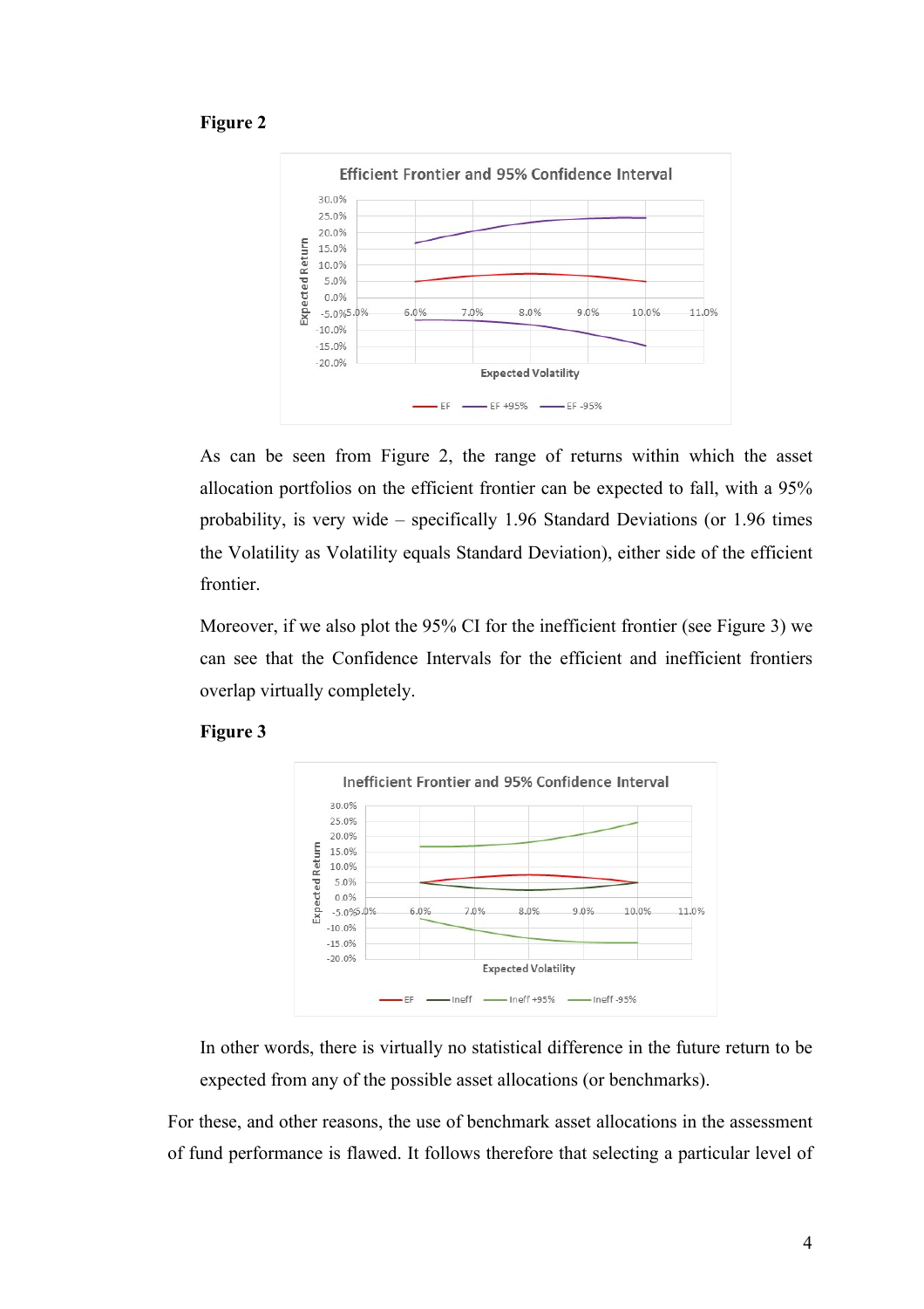**Figure 2**

As can be seen from Figure 2, the range of returns within which the asset allocation portfolios on the efficient frontier can be expected to fall, with a 95% probability, is very wide – specifically 1.96 Standard Deviations (or 1.96 times the Volatility as Volatility equals Standard Deviation), either side of the efficient frontier.

Moreover, if we also plot the 95% CI for the inefficient frontier (see Figure 3) we can see that the Confidence Intervals for the efficient and inefficient frontiers overlap virtually completely.

**Figure 3**

In other words, there is virtually no statistical difference in the future return to be expected from any of the possible asset allocations (or benchmarks).

For these, and other reasons, the use of benchmark asset allocations in the assessment of fund performance is flawed. It follows therefore that selecting a particular level of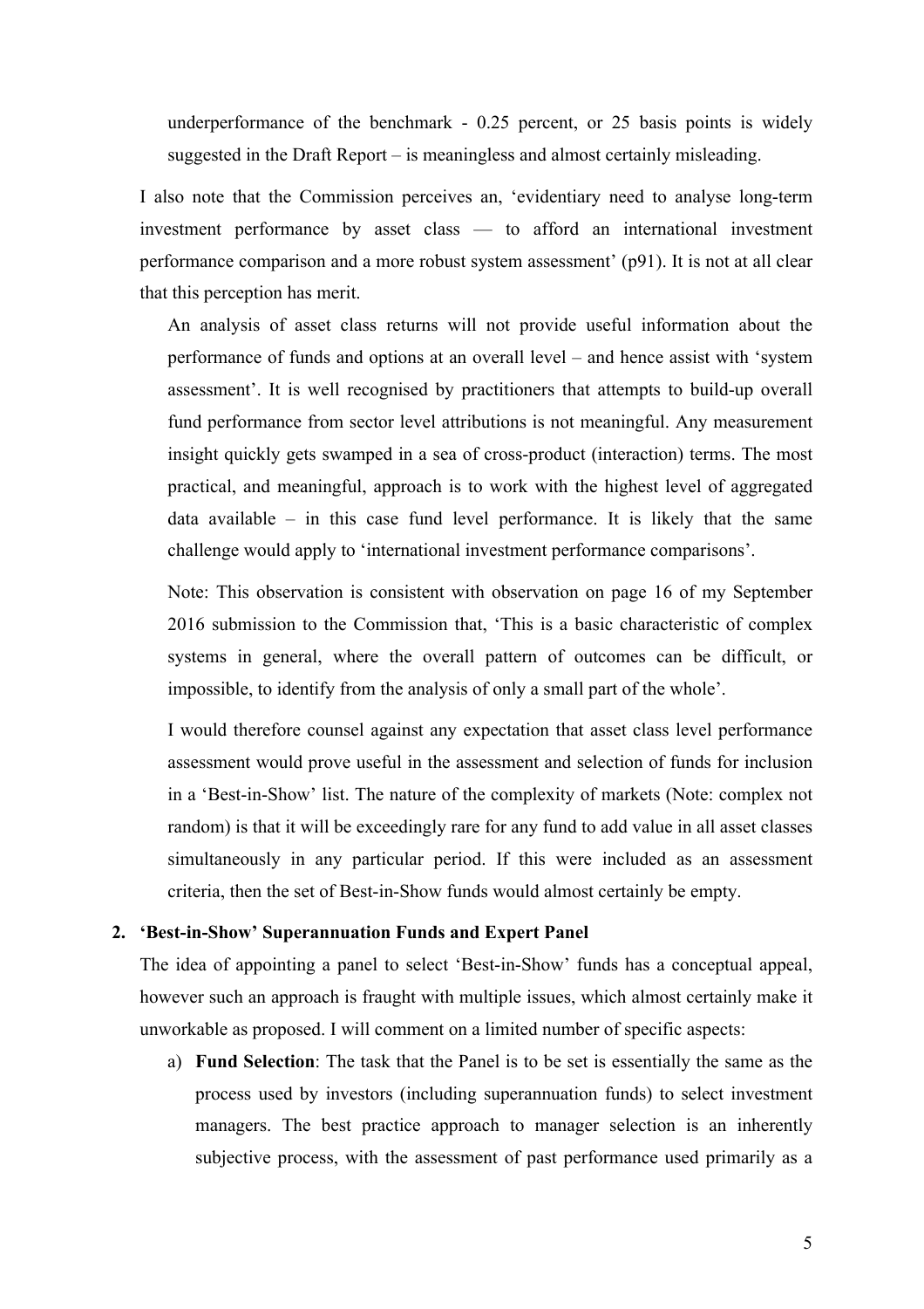underperformance of the benchmark - 0.25 percent, or 25 basis points is widely suggested in the Draft Report – is meaningless and almost certainly misleading.

I also note that the Commission perceives an, 'evidentiary need to analyse long-term investment performance by asset class — to afford an international investment performance comparison and a more robust system assessment' (p91). It is not at all clear that this perception has merit.

An analysis of asset class returns will not provide useful information about the performance of funds and options at an overall level – and hence assist with 'system assessment'. It is well recognised by practitioners that attempts to build-up overall fund performance from sector level attributions is not meaningful. Any measurement insight quickly gets swamped in a sea of cross-product (interaction) terms. The most practical, and meaningful, approach is to work with the highest level of aggregated data available – in this case fund level performance. It is likely that the same challenge would apply to 'international investment performance comparisons'.

Note: This observation is consistent with observation on page 16 of my September 2016 submission to the Commission that, 'This is a basic characteristic of complex systems in general, where the overall pattern of outcomes can be difficult, or impossible, to identify from the analysis of only a small part of the whole'.

I would therefore counsel against any expectation that asset class level performance assessment would prove useful in the assessment and selection of funds for inclusion in a 'Best-in-Show' list. The nature of the complexity of markets (Note: complex not random) is that it will be exceedingly rare for any fund to add value in all asset classes simultaneously in any particular period. If this were included as an assessment criteria, then the set of Best-in-Show funds would almost certainly be empty.

2. **'Best-in-Show' Superannuation Funds and Expert Panel**

The idea of appointing a panel to select 'Best-in-Show' funds has a conceptual appeal, however such an approach is fraught with multiple issues, which almost certainly make it unworkable as proposed. I will comment on a limited number of specific aspects:

a) **Fund Selection**: The task that the Panel is to be set is essentially the same as the process used by investors (including superannuation funds) to select investment managers. The best practice approach to manager selection is an inherently subjective process, with the assessment of past performance used primarily as a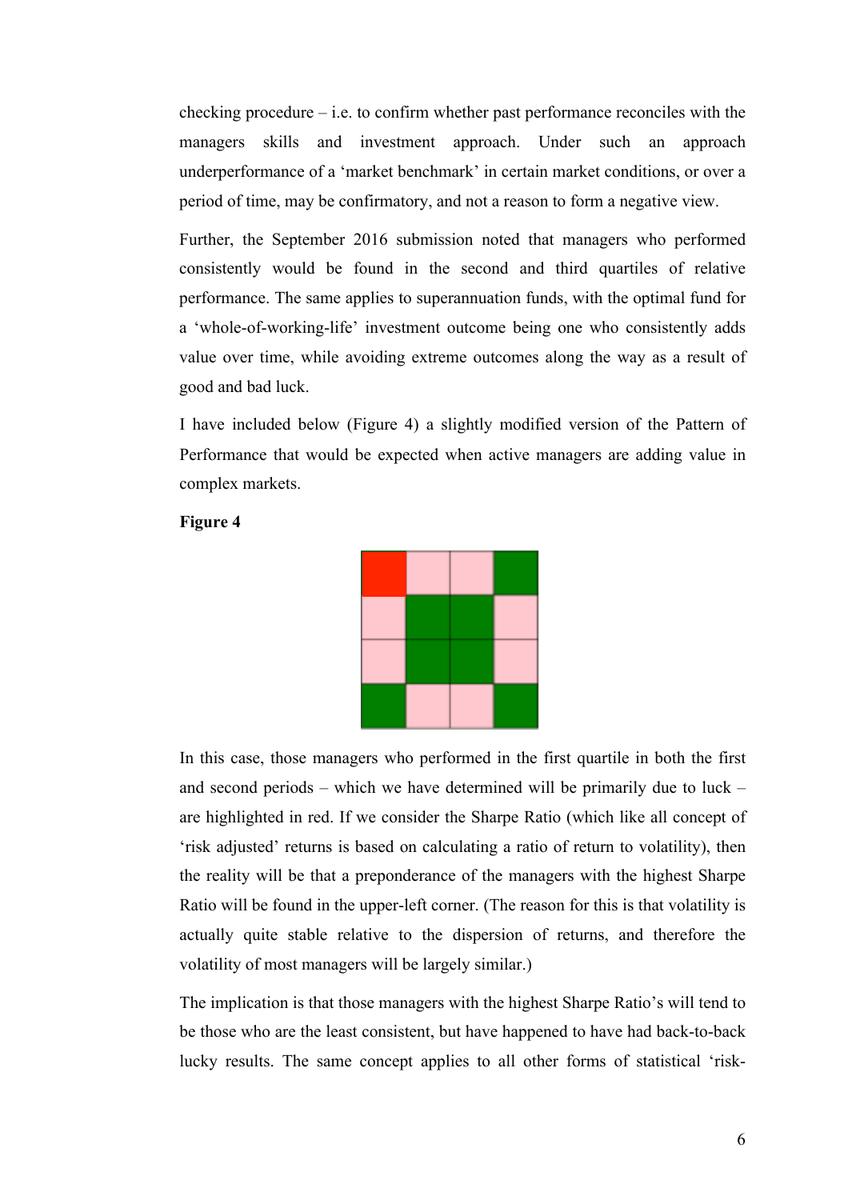checking procedure – i.e. to confirm whether past performance reconciles with the managers skills and investment approach. Under such an approach underperformance of a 'market benchmark' in certain market conditions, or over a period of time, may be confirmatory, and not a reason to form a negative view.

Further, the September 2016 submission noted that managers who performed consistently would be found in the second and third quartiles of relative performance. The same applies to superannuation funds, with the optimal fund for a 'whole-of-working-life' investment outcome being one who consistently adds value over time, while avoiding extreme outcomes along the way as a result of good and bad luck.

I have included below (Figure 4) a slightly modified version of the Pattern of Performance that would be expected when active managers are adding value in complex markets.

**Figure 4**

In this case, those managers who performed in the first quartile in both the first and second periods – which we have determined will be primarily due to luck – are highlighted in red. If we consider the Sharpe Ratio (which like all concept of 'risk adjusted' returns is based on calculating a ratio of return to volatility), then the reality will be that a preponderance of the managers with the highest Sharpe Ratio will be found in the upper-left corner. (The reason for this is that volatility is actually quite stable relative to the dispersion of returns, and therefore the volatility of most managers will be largely similar.)

The implication is that those managers with the highest Sharpe Ratio's will tend to be those who are the least consistent, but have happened to have had back-to-back lucky results. The same concept applies to all other forms of statistical 'risk-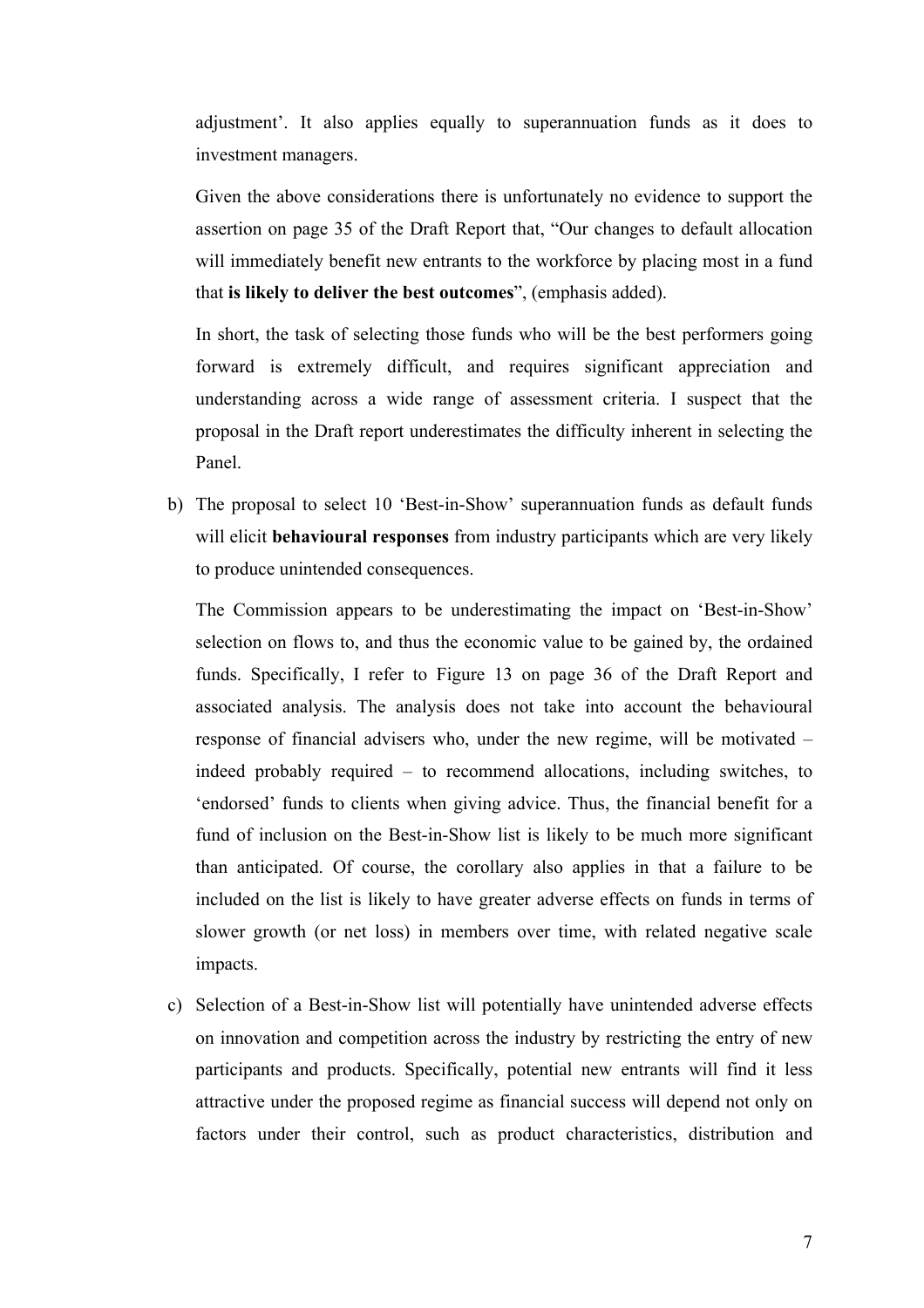adjustment'. It also applies equally to superannuation funds as it does to investment managers.

Given the above considerations there is unfortunately no evidence to support the assertion on page 35 of the Draft Report that, "Our changes to default allocation will immediately benefit new entrants to the workforce by placing most in a fund that **is likely to deliver the best outcomes**", (emphasis added).

In short, the task of selecting those funds who will be the best performers going forward is extremely difficult, and requires significant appreciation and understanding across a wide range of assessment criteria. I suspect that the proposal in the Draft report underestimates the difficulty inherent in selecting the Panel.

b) The proposal to select 10 'Best-in-Show' superannuation funds as default funds will elicit **behavioural responses** from industry participants which are very likely to produce unintended consequences.

   The Commission appears to be underestimating the impact on 'Best-in-Show' selection on flows to, and thus the economic value to be gained by, the ordained funds. Specifically, I refer to Figure 13 on page 36 of the Draft Report and associated analysis. The analysis does not take into account the behavioural response of financial advisers who, under the new regime, will be motivated – indeed probably required – to recommend allocations, including switches, to 'endorsed' funds to clients when giving advice. Thus, the financial benefit for a fund of inclusion on the Best-in-Show list is likely to be much more significant than anticipated. Of course, the corollary also applies in that a failure to be included on the list is likely to have greater adverse effects on funds in terms of slower growth (or net loss) in members over time, with related negative scale impacts.

c) Selection of a Best-in-Show list will potentially have unintended adverse effects on innovation and competition across the industry by restricting the entry of new participants and products. Specifically, potential new entrants will find it less attractive under the proposed regime as financial success will depend not only on factors under their control, such as product characteristics, distribution and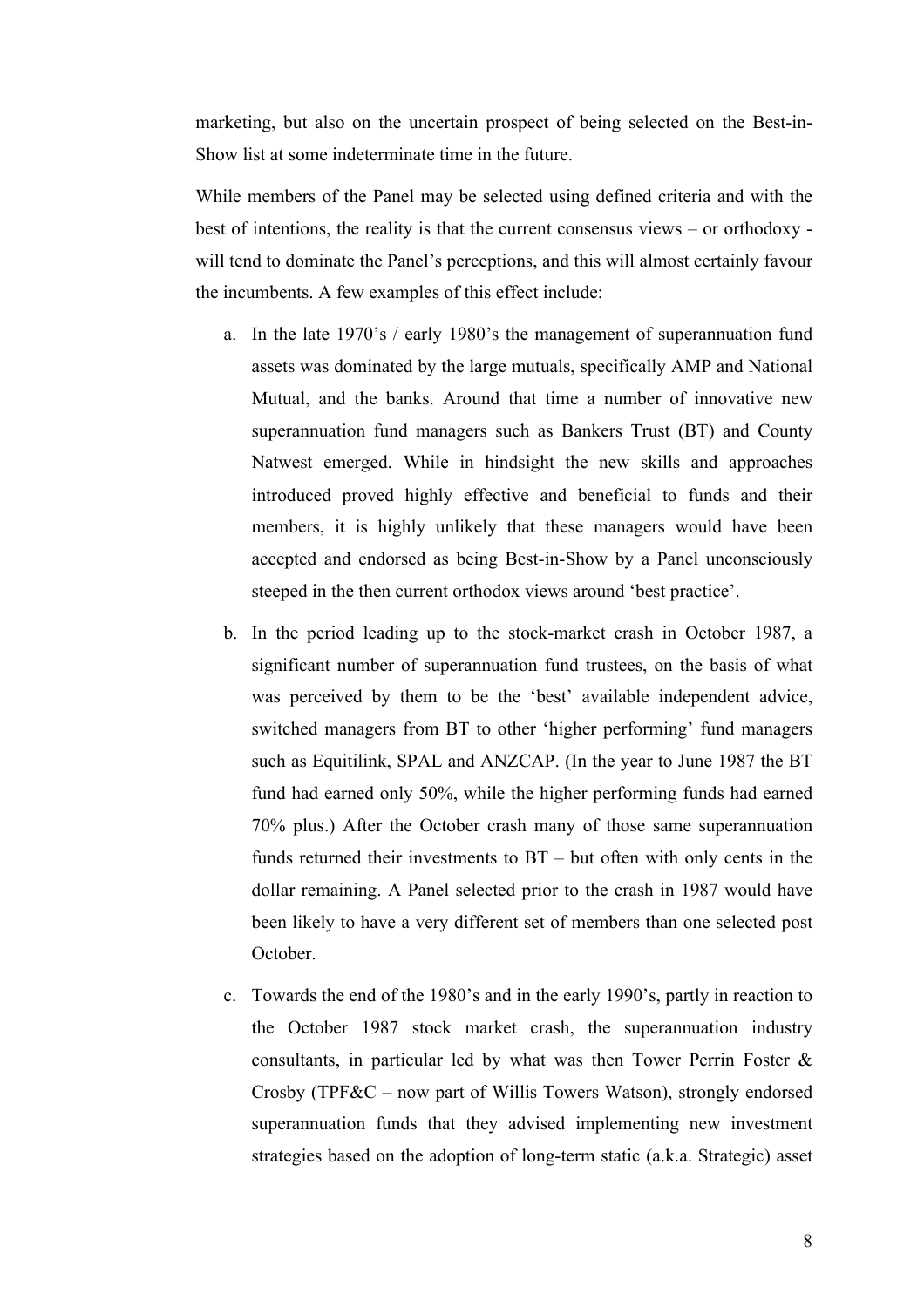marketing, but also on the uncertain prospect of being selected on the Best-in-Show list at some indeterminate time in the future.

While members of the Panel may be selected using defined criteria and with the best of intentions, the reality is that the current consensus views – or orthodoxy - will tend to dominate the Panel's perceptions, and this will almost certainly favour the incumbents. A few examples of this effect include:

a. In the late 1970's / early 1980's the management of superannuation fund assets was dominated by the large mutuals, specifically AMP and National Mutual, and the banks. Around that time a number of innovative new superannuation fund managers such as Bankers Trust (BT) and County Natwest emerged. While in hindsight the new skills and approaches introduced proved highly effective and beneficial to funds and their members, it is highly unlikely that these managers would have been accepted and endorsed as being Best-in-Show by a Panel unconsciously steeped in the then current orthodox views around 'best practice'.

b. In the period leading up to the stock-market crash in October 1987, a significant number of superannuation fund trustees, on the basis of what was perceived by them to be the 'best' available independent advice, switched managers from BT to other 'higher performing' fund managers such as Equitilink, SPAL and ANZCAP. (In the year to June 1987 the BT fund had earned only 50%, while the higher performing funds had earned 70% plus.) After the October crash many of those same superannuation funds returned their investments to BT – but often with only cents in the dollar remaining. A Panel selected prior to the crash in 1987 would have been likely to have a very different set of members than one selected post October.

c. Towards the end of the 1980's and in the early 1990's, partly in reaction to the October 1987 stock market crash, the superannuation industry consultants, in particular led by what was then Tower Perrin Foster & Crosby (TPF&C – now part of Willis Towers Watson), strongly endorsed superannuation funds that they advised implementing new investment strategies based on the adoption of long-term static (a.k.a. Strategic) asset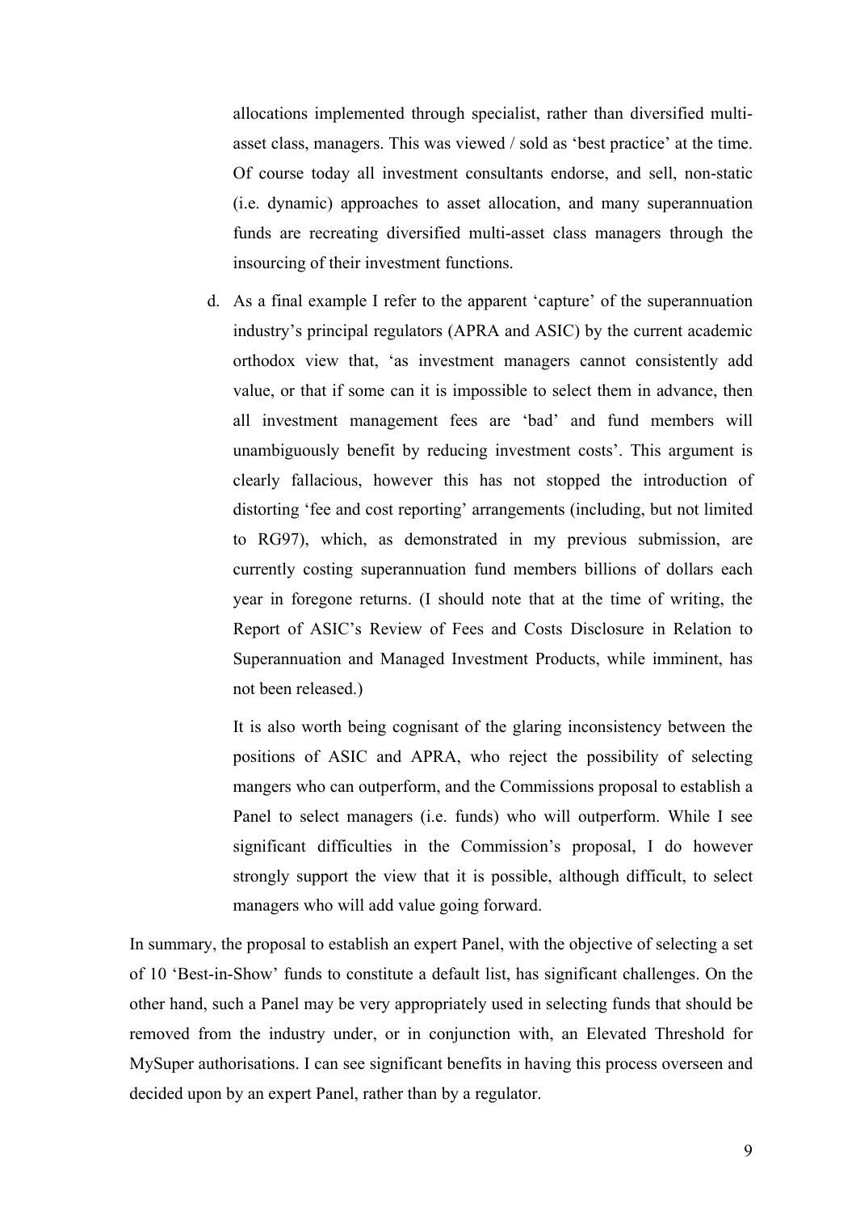allocations implemented through specialist, rather than diversified multi-asset class, managers. This was viewed / sold as 'best practice' at the time. Of course today all investment consultants endorse, and sell, non-static (i.e. dynamic) approaches to asset allocation, and many superannuation funds are recreating diversified multi-asset class managers through the insourcing of their investment functions.

d. As a final example I refer to the apparent 'capture' of the superannuation industry's principal regulators (APRA and ASIC) by the current academic orthodox view that, 'as investment managers cannot consistently add value, or that if some can it is impossible to select them in advance, then all investment management fees are 'bad' and fund members will unambiguously benefit by reducing investment costs'. This argument is clearly fallacious, however this has not stopped the introduction of distorting 'fee and cost reporting' arrangements (including, but not limited to RG97), which, as demonstrated in my previous submission, are currently costing superannuation fund members billions of dollars each year in foregone returns. (I should note that at the time of writing, the Report of ASIC's Review of Fees and Costs Disclosure in Relation to Superannuation and Managed Investment Products, while imminent, has not been released.)

   It is also worth being cognisant of the glaring inconsistency between the positions of ASIC and APRA, who reject the possibility of selecting mangers who can outperform, and the Commissions proposal to establish a Panel to select managers (i.e. funds) who will outperform. While I see significant difficulties in the Commission's proposal, I do however strongly support the view that it is possible, although difficult, to select managers who will add value going forward.

In summary, the proposal to establish an expert Panel, with the objective of selecting a set of 10 'Best-in-Show' funds to constitute a default list, has significant challenges. On the other hand, such a Panel may be very appropriately used in selecting funds that should be removed from the industry under, or in conjunction with, an Elevated Threshold for MySuper authorisations. I can see significant benefits in having this process overseen and decided upon by an expert Panel, rather than by a regulator.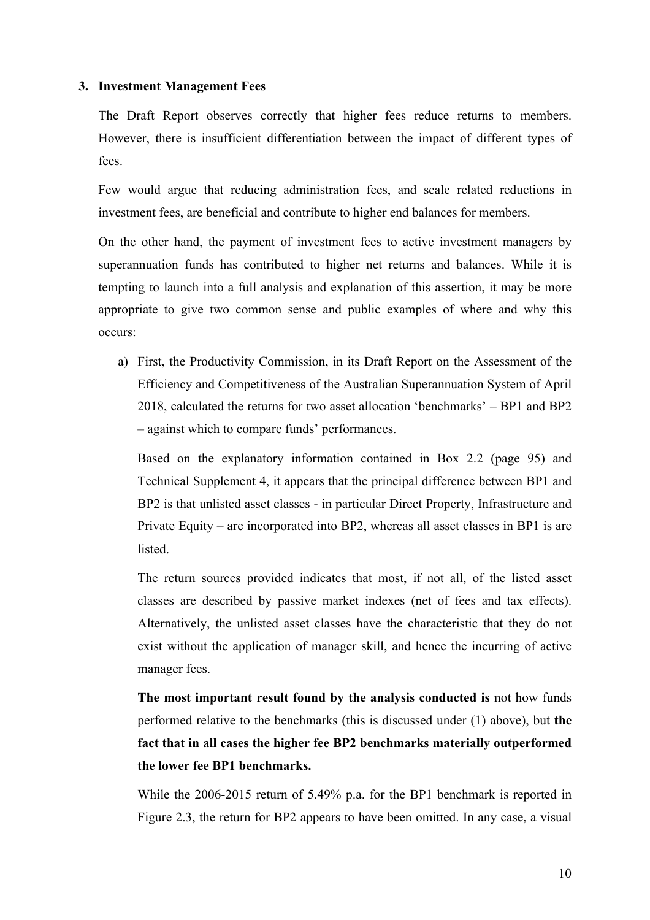### 3. Investment Management Fees

The Draft Report observes correctly that higher fees reduce returns to members. However, there is insufficient differentiation between the impact of different types of fees.

Few would argue that reducing administration fees, and scale related reductions in investment fees, are beneficial and contribute to higher end balances for members.

On the other hand, the payment of investment fees to active investment managers by superannuation funds has contributed to higher net returns and balances. While it is tempting to launch into a full analysis and explanation of this assertion, it may be more appropriate to give two common sense and public examples of where and why this occurs:

a) First, the Productivity Commission, in its Draft Report on the Assessment of the Efficiency and Competitiveness of the Australian Superannuation System of April 2018, calculated the returns for two asset allocation 'benchmarks' – BP1 and BP2 – against which to compare funds' performances.

   Based on the explanatory information contained in Box 2.2 (page 95) and Technical Supplement 4, it appears that the principal difference between BP1 and BP2 is that unlisted asset classes - in particular Direct Property, Infrastructure and Private Equity – are incorporated into BP2, whereas all asset classes in BP1 is are listed.

   The return sources provided indicates that most, if not all, of the listed asset classes are described by passive market indexes (net of fees and tax effects). Alternatively, the unlisted asset classes have the characteristic that they do not exist without the application of manager skill, and hence the incurring of active manager fees.

   **The most important result found by the analysis conducted is** not how funds performed relative to the benchmarks (this is discussed under (1) above), but **the fact that in all cases the higher fee BP2 benchmarks materially outperformed the lower fee BP1 benchmarks.**

   While the 2006-2015 return of 5.49% p.a. for the BP1 benchmark is reported in Figure 2.3, the return for BP2 appears to have been omitted. In any case, a visual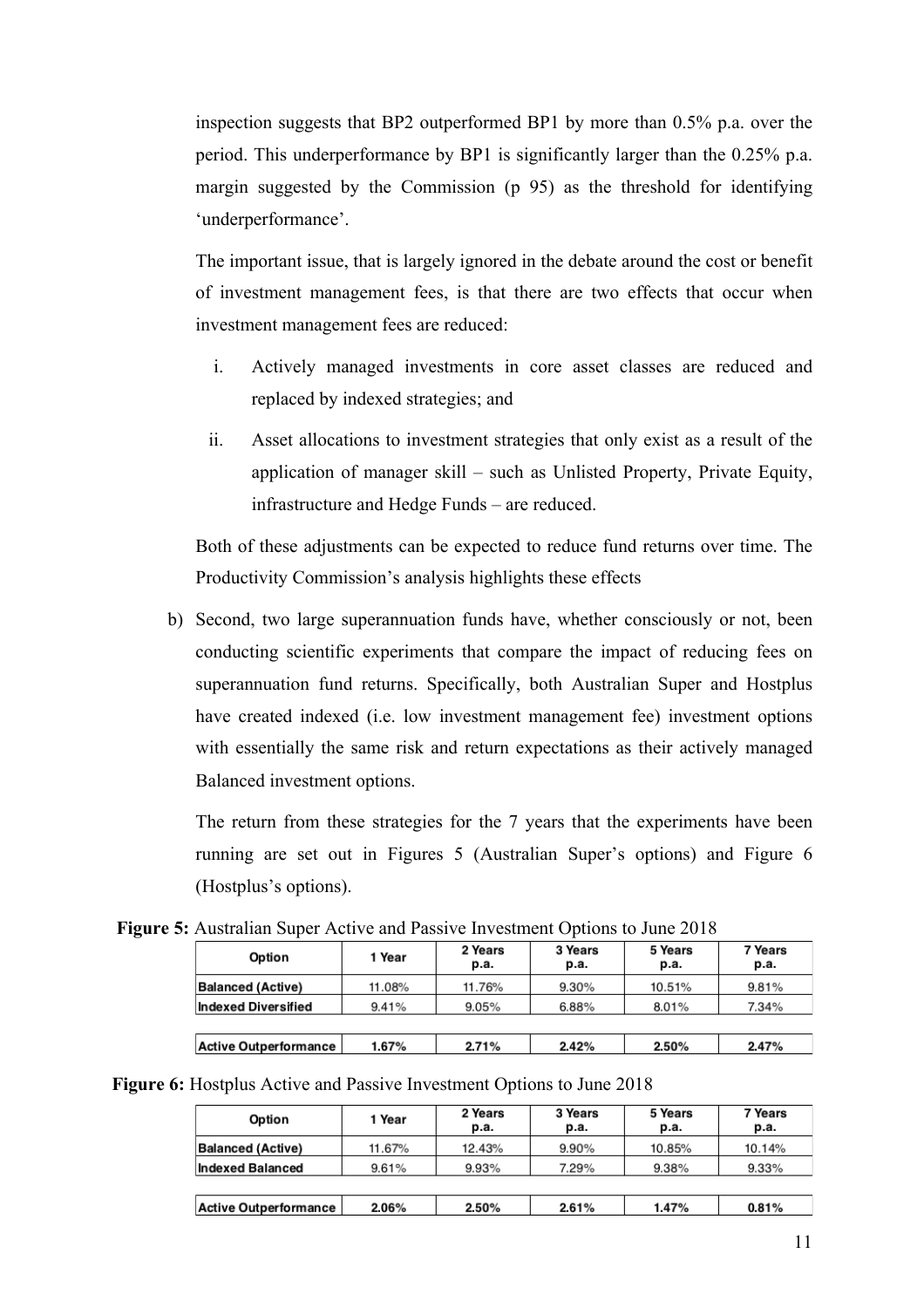inspection suggests that BP2 outperformed BP1 by more than 0.5% p.a. over the period. This underperformance by BP1 is significantly larger than the 0.25% p.a. margin suggested by the Commission (p 95) as the threshold for identifying 'underperformance'.

The important issue, that is largely ignored in the debate around the cost or benefit of investment management fees, is that there are two effects that occur when investment management fees are reduced:

i. Actively managed investments in core asset classes are reduced and replaced by indexed strategies; and

ii. Asset allocations to investment strategies that only exist as a result of the application of manager skill – such as Unlisted Property, Private Equity, infrastructure and Hedge Funds – are reduced.

Both of these adjustments can be expected to reduce fund returns over time. The Productivity Commission's analysis highlights these effects

b) Second, two large superannuation funds have, whether consciously or not, been conducting scientific experiments that compare the impact of reducing fees on superannuation fund returns. Specifically, both Australian Super and Hostplus have created indexed (i.e. low investment management fee) investment options with essentially the same risk and return expectations as their actively managed Balanced investment options.

The return from these strategies for the 7 years that the experiments have been running are set out in Figures 5 (Australian Super's options) and Figure 6 (Hostplus's options).

**Figure 5:** Australian Super Active and Passive Investment Options to June 2018

| Option | 1 Year | 2 Years p.a. | 3 Years p.a. | 5 Years p.a. | 7 Years p.a. |
|---|---|---|---|---|---|
| Balanced (Active) | 11.08% | 11.76% | 9.30% | 10.51% | 9.81% |
| Indexed Diversified | 9.41% | 9.05% | 6.88% | 8.01% | 7.34% |
| | | | | | |
| **Active Outperformance** | **1.67%** | **2.71%** | **2.42%** | **2.50%** | **2.47%** |

**Figure 6:** Hostplus Active and Passive Investment Options to June 2018

| Option | 1 Year | 2 Years p.a. | 3 Years p.a. | 5 Years p.a. | 7 Years p.a. |
|---|---|---|---|---|---|
| Balanced (Active) | 11.67% | 12.43% | 9.90% | 10.85% | 10.14% |
| Indexed Balanced | 9.61% | 9.93% | 7.29% | 9.38% | 9.33% |
| | | | | | |
| **Active Outperformance** | **2.06%** | **2.50%** | **2.61%** | **1.47%** | **0.81%** |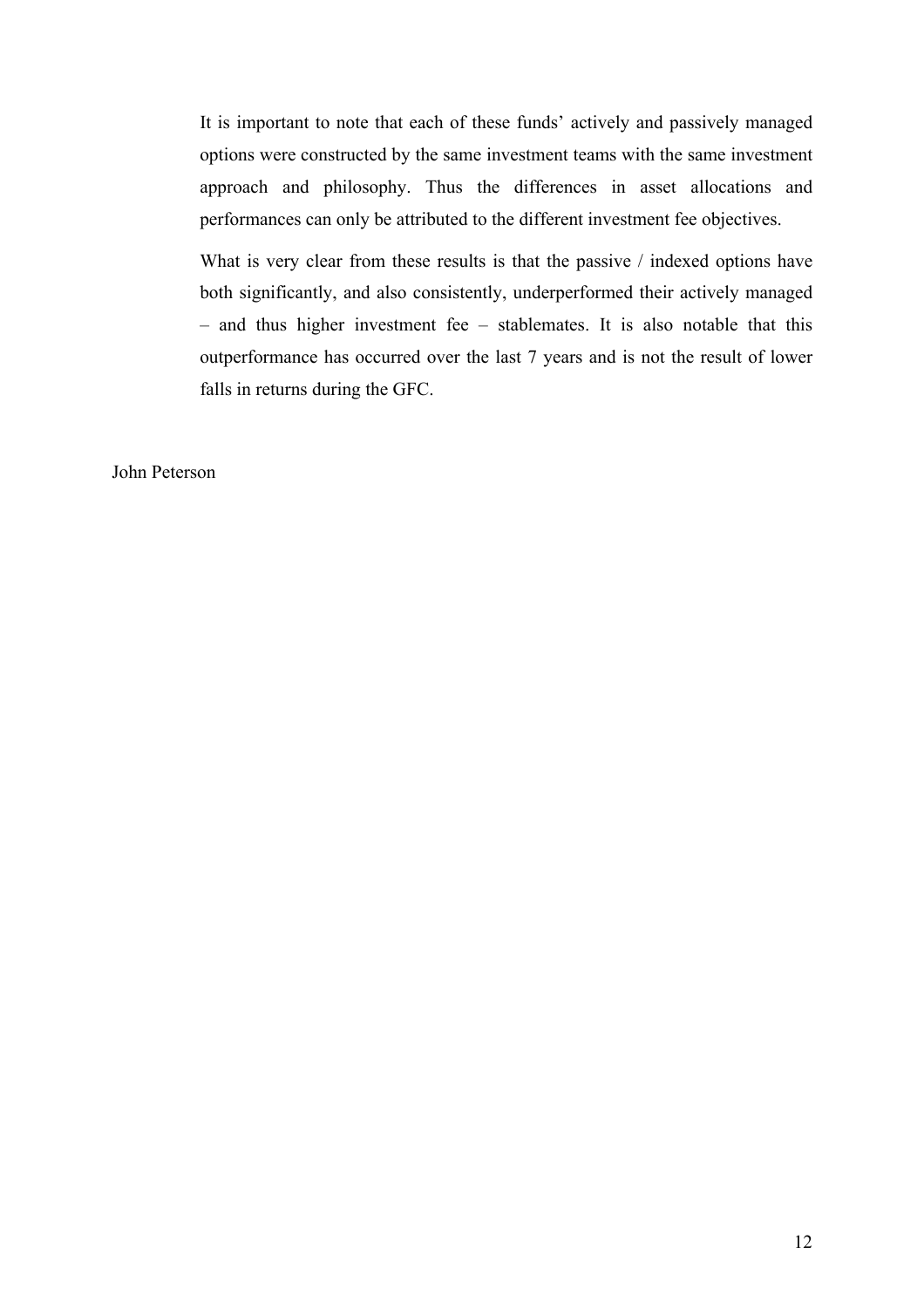It is important to note that each of these funds' actively and passively managed options were constructed by the same investment teams with the same investment approach and philosophy. Thus the differences in asset allocations and performances can only be attributed to the different investment fee objectives.

What is very clear from these results is that the passive / indexed options have both significantly, and also consistently, underperformed their actively managed – and thus higher investment fee – stablemates. It is also notable that this outperformance has occurred over the last 7 years and is not the result of lower falls in returns during the GFC.

John Peterson